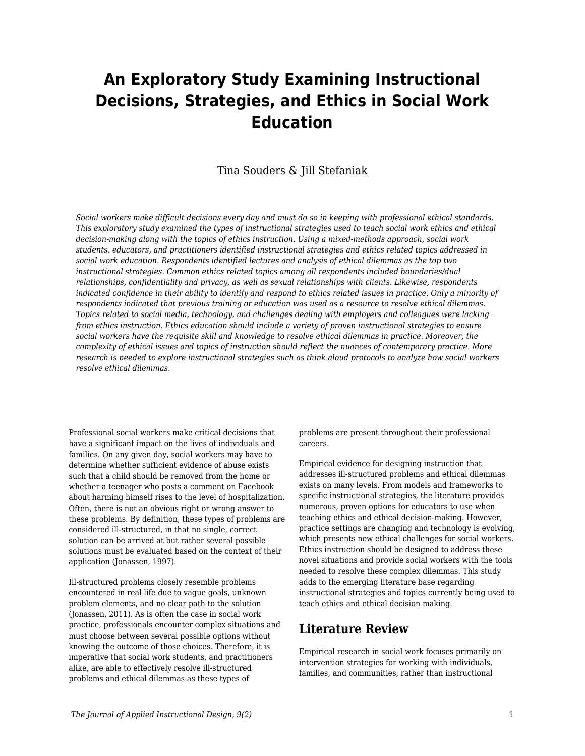# An Exploratory Study Examining Instructional Decisions, Strategies, and Ethics in Social Work Education

Tina Souders & Jill Stefaniak

*Social workers make difficult decisions every day and must do so in keeping with professional ethical standards. This exploratory study examined the types of instructional strategies used to teach social work ethics and ethical decision-making along with the topics of ethics instruction. Using a mixed-methods approach, social work students, educators, and practitioners identified instructional strategies and ethics related topics addressed in social work education. Respondents identified lectures and analysis of ethical dilemmas as the top two instructional strategies. Common ethics related topics among all respondents included boundaries/dual relationships, confidentiality and privacy, as well as sexual relationships with clients. Likewise, respondents indicated confidence in their ability to identify and respond to ethics related issues in practice. Only a minority of respondents indicated that previous training or education was used as a resource to resolve ethical dilemmas. Topics related to social media, technology, and challenges dealing with employers and colleagues were lacking from ethics instruction. Ethics education should include a variety of proven instructional strategies to ensure social workers have the requisite skill and knowledge to resolve ethical dilemmas in practice. Moreover, the complexity of ethical issues and topics of instruction should reflect the nuances of contemporary practice. More research is needed to explore instructional strategies such as think aloud protocols to analyze how social workers resolve ethical dilemmas.*

Professional social workers make critical decisions that have a significant impact on the lives of individuals and families. On any given day, social workers may have to determine whether sufficient evidence of abuse exists such that a child should be removed from the home or whether a teenager who posts a comment on Facebook about harming himself rises to the level of hospitalization. Often, there is not an obvious right or wrong answer to these problems. By definition, these types of problems are considered ill-structured, in that no single, correct solution can be arrived at but rather several possible solutions must be evaluated based on the context of their application (Jonassen, 1997).

Ill-structured problems closely resemble problems encountered in real life due to vague goals, unknown problem elements, and no clear path to the solution (Jonassen, 2011). As is often the case in social work practice, professionals encounter complex situations and must choose between several possible options without knowing the outcome of those choices. Therefore, it is imperative that social work students, and practitioners alike, are able to effectively resolve ill-structured problems and ethical dilemmas as these types of problems are present throughout their professional careers.

Empirical evidence for designing instruction that addresses ill-structured problems and ethical dilemmas exists on many levels. From models and frameworks to specific instructional strategies, the literature provides numerous, proven options for educators to use when teaching ethics and ethical decision-making. However, practice settings are changing and technology is evolving, which presents new ethical challenges for social workers. Ethics instruction should be designed to address these novel situations and provide social workers with the tools needed to resolve these complex dilemmas. This study adds to the emerging literature base regarding instructional strategies and topics currently being used to teach ethics and ethical decision making.

## Literature Review

Empirical research in social work focuses primarily on intervention strategies for working with individuals, families, and communities, rather than instructional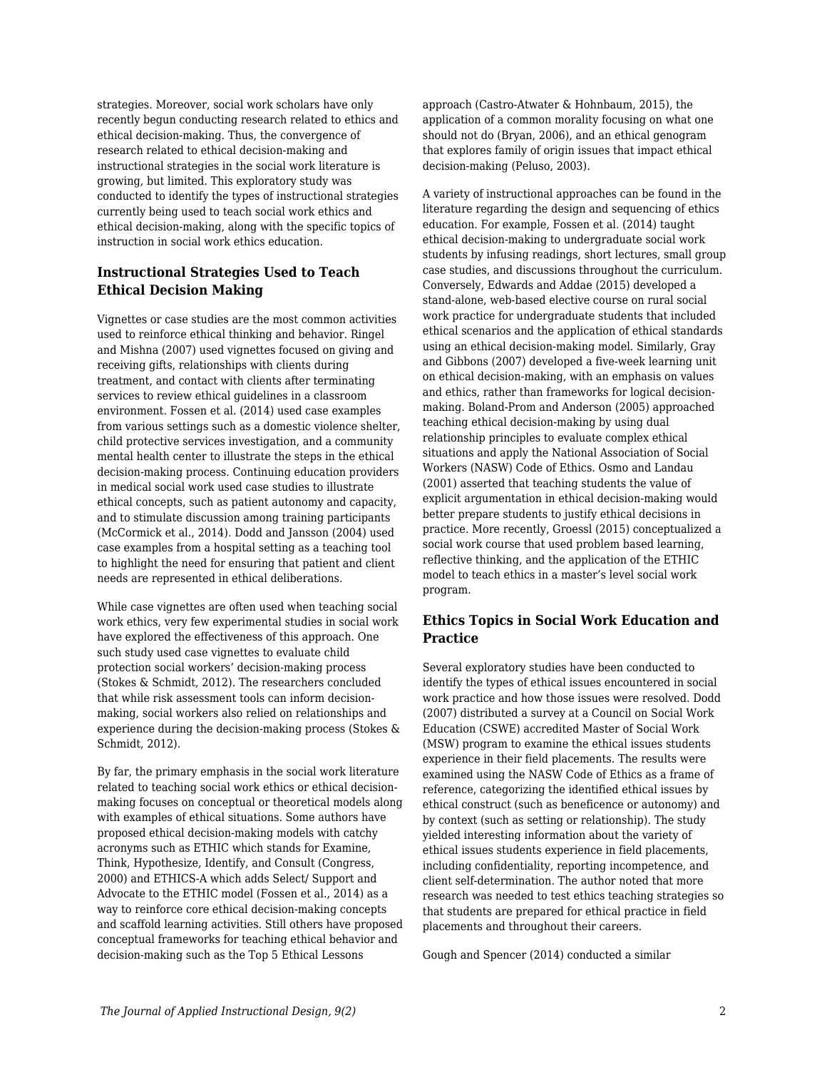strategies. Moreover, social work scholars have only recently begun conducting research related to ethics and ethical decision-making. Thus, the convergence of research related to ethical decision-making and instructional strategies in the social work literature is growing, but limited. This exploratory study was conducted to identify the types of instructional strategies currently being used to teach social work ethics and ethical decision-making, along with the specific topics of instruction in social work ethics education.

### Instructional Strategies Used to Teach Ethical Decision Making

Vignettes or case studies are the most common activities used to reinforce ethical thinking and behavior. Ringel and Mishna (2007) used vignettes focused on giving and receiving gifts, relationships with clients during treatment, and contact with clients after terminating services to review ethical guidelines in a classroom environment. Fossen et al. (2014) used case examples from various settings such as a domestic violence shelter, child protective services investigation, and a community mental health center to illustrate the steps in the ethical decision-making process. Continuing education providers in medical social work used case studies to illustrate ethical concepts, such as patient autonomy and capacity, and to stimulate discussion among training participants (McCormick et al., 2014). Dodd and Jansson (2004) used case examples from a hospital setting as a teaching tool to highlight the need for ensuring that patient and client needs are represented in ethical deliberations.

While case vignettes are often used when teaching social work ethics, very few experimental studies in social work have explored the effectiveness of this approach. One such study used case vignettes to evaluate child protection social workers' decision-making process (Stokes & Schmidt, 2012). The researchers concluded that while risk assessment tools can inform decision-making, social workers also relied on relationships and experience during the decision-making process (Stokes & Schmidt, 2012).

By far, the primary emphasis in the social work literature related to teaching social work ethics or ethical decision-making focuses on conceptual or theoretical models along with examples of ethical situations. Some authors have proposed ethical decision-making models with catchy acronyms such as ETHIC which stands for Examine, Think, Hypothesize, Identify, and Consult (Congress, 2000) and ETHICS-A which adds Select/ Support and Advocate to the ETHIC model (Fossen et al., 2014) as a way to reinforce core ethical decision-making concepts and scaffold learning activities. Still others have proposed conceptual frameworks for teaching ethical behavior and decision-making such as the Top 5 Ethical Lessons approach (Castro-Atwater & Hohnbaum, 2015), the application of a common morality focusing on what one should not do (Bryan, 2006), and an ethical genogram that explores family of origin issues that impact ethical decision-making (Peluso, 2003).

A variety of instructional approaches can be found in the literature regarding the design and sequencing of ethics education. For example, Fossen et al. (2014) taught ethical decision-making to undergraduate social work students by infusing readings, short lectures, small group case studies, and discussions throughout the curriculum. Conversely, Edwards and Addae (2015) developed a stand-alone, web-based elective course on rural social work practice for undergraduate students that included ethical scenarios and the application of ethical standards using an ethical decision-making model. Similarly, Gray and Gibbons (2007) developed a five-week learning unit on ethical decision-making, with an emphasis on values and ethics, rather than frameworks for logical decision-making. Boland-Prom and Anderson (2005) approached teaching ethical decision-making by using dual relationship principles to evaluate complex ethical situations and apply the National Association of Social Workers (NASW) Code of Ethics. Osmo and Landau (2001) asserted that teaching students the value of explicit argumentation in ethical decision-making would better prepare students to justify ethical decisions in practice. More recently, Groessl (2015) conceptualized a social work course that used problem based learning, reflective thinking, and the application of the ETHIC model to teach ethics in a master's level social work program.

### Ethics Topics in Social Work Education and Practice

Several exploratory studies have been conducted to identify the types of ethical issues encountered in social work practice and how those issues were resolved. Dodd (2007) distributed a survey at a Council on Social Work Education (CSWE) accredited Master of Social Work (MSW) program to examine the ethical issues students experience in their field placements. The results were examined using the NASW Code of Ethics as a frame of reference, categorizing the identified ethical issues by ethical construct (such as beneficence or autonomy) and by context (such as setting or relationship). The study yielded interesting information about the variety of ethical issues students experience in field placements, including confidentiality, reporting incompetence, and client self-determination. The author noted that more research was needed to test ethics teaching strategies so that students are prepared for ethical practice in field placements and throughout their careers.

Gough and Spencer (2014) conducted a similar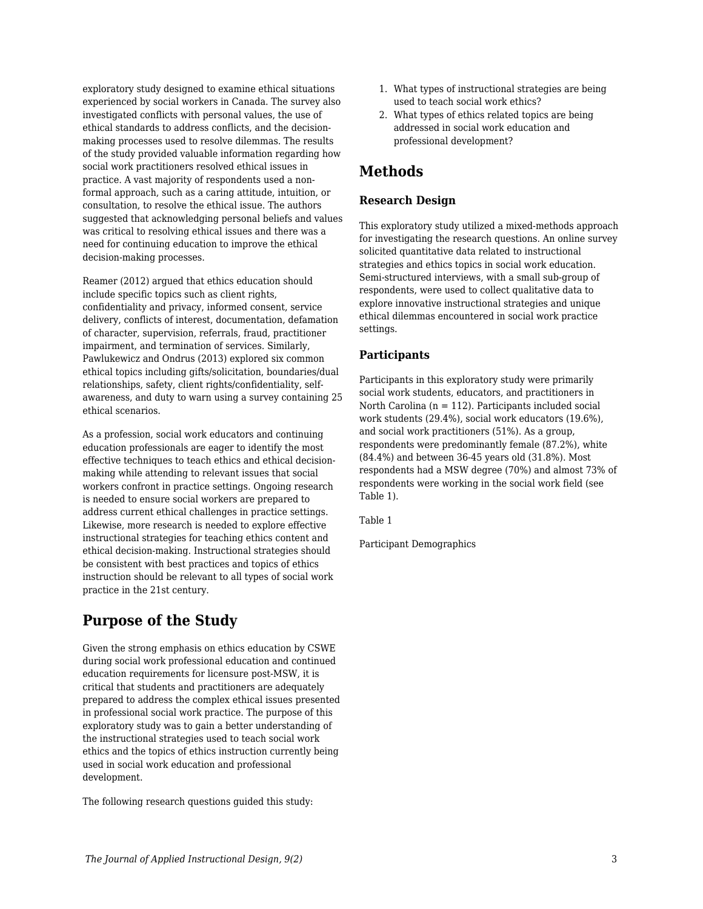exploratory study designed to examine ethical situations experienced by social workers in Canada. The survey also investigated conflicts with personal values, the use of ethical standards to address conflicts, and the decision-making processes used to resolve dilemmas. The results of the study provided valuable information regarding how social work practitioners resolved ethical issues in practice. A vast majority of respondents used a non-formal approach, such as a caring attitude, intuition, or consultation, to resolve the ethical issue. The authors suggested that acknowledging personal beliefs and values was critical to resolving ethical issues and there was a need for continuing education to improve the ethical decision-making processes.

Reamer (2012) argued that ethics education should include specific topics such as client rights, confidentiality and privacy, informed consent, service delivery, conflicts of interest, documentation, defamation of character, supervision, referrals, fraud, practitioner impairment, and termination of services. Similarly, Pawlukewicz and Ondrus (2013) explored six common ethical topics including gifts/solicitation, boundaries/dual relationships, safety, client rights/confidentiality, self-awareness, and duty to warn using a survey containing 25 ethical scenarios.

As a profession, social work educators and continuing education professionals are eager to identify the most effective techniques to teach ethics and ethical decision-making while attending to relevant issues that social workers confront in practice settings. Ongoing research is needed to ensure social workers are prepared to address current ethical challenges in practice settings. Likewise, more research is needed to explore effective instructional strategies for teaching ethics content and ethical decision-making. Instructional strategies should be consistent with best practices and topics of ethics instruction should be relevant to all types of social work practice in the 21st century.

## Purpose of the Study

Given the strong emphasis on ethics education by CSWE during social work professional education and continued education requirements for licensure post-MSW, it is critical that students and practitioners are adequately prepared to address the complex ethical issues presented in professional social work practice. The purpose of this exploratory study was to gain a better understanding of the instructional strategies used to teach social work ethics and the topics of ethics instruction currently being used in social work education and professional development.

The following research questions guided this study:

1. What types of instructional strategies are being used to teach social work ethics?
2. What types of ethics related topics are being addressed in social work education and professional development?

## Methods

### Research Design

This exploratory study utilized a mixed-methods approach for investigating the research questions. An online survey solicited quantitative data related to instructional strategies and ethics topics in social work education. Semi-structured interviews, with a small sub-group of respondents, were used to collect qualitative data to explore innovative instructional strategies and unique ethical dilemmas encountered in social work practice settings.

### Participants

Participants in this exploratory study were primarily social work students, educators, and practitioners in North Carolina (n = 112). Participants included social work students (29.4%), social work educators (19.6%), and social work practitioners (51%). As a group, respondents were predominantly female (87.2%), white (84.4%) and between 36-45 years old (31.8%). Most respondents had a MSW degree (70%) and almost 73% of respondents were working in the social work field (see Table 1).

Table 1

Participant Demographics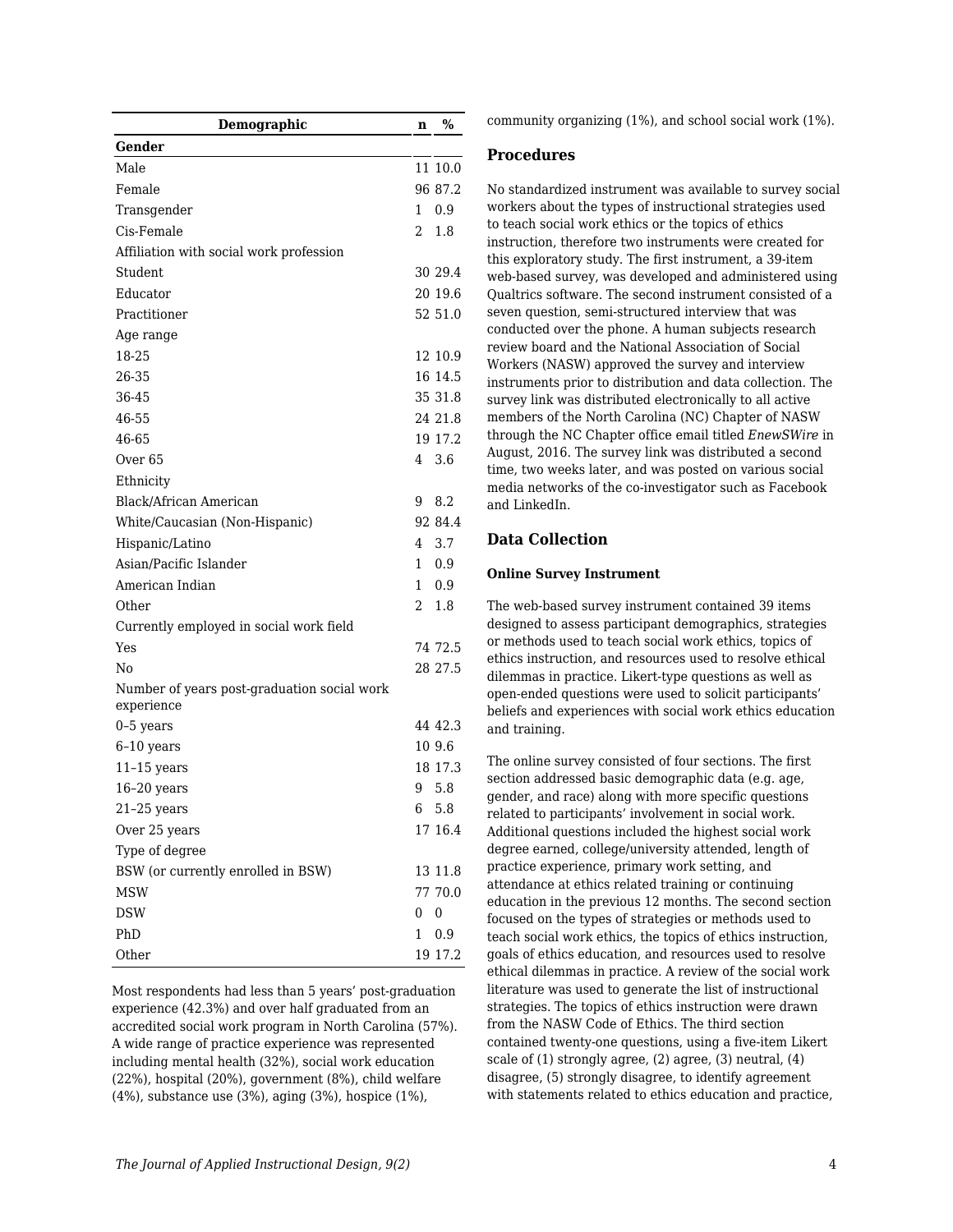| Demographic | n | % |
|---|---|---|
| **Gender** | | |
| Male | 11 | 10.0 |
| Female | 96 | 87.2 |
| Transgender | 1 | 0.9 |
| Cis-Female | 2 | 1.8 |
| Affiliation with social work profession | | |
| Student | 30 | 29.4 |
| Educator | 20 | 19.6 |
| Practitioner | 52 | 51.0 |
| Age range | | |
| 18-25 | 12 | 10.9 |
| 26-35 | 16 | 14.5 |
| 36-45 | 35 | 31.8 |
| 46-55 | 24 | 21.8 |
| 46-65 | 19 | 17.2 |
| Over 65 | 4 | 3.6 |
| Ethnicity | | |
| Black/African American | 9 | 8.2 |
| White/Caucasian (Non-Hispanic) | 92 | 84.4 |
| Hispanic/Latino | 4 | 3.7 |
| Asian/Pacific Islander | 1 | 0.9 |
| American Indian | 1 | 0.9 |
| Other | 2 | 1.8 |
| Currently employed in social work field | | |
| Yes | 74 | 72.5 |
| No | 28 | 27.5 |
| Number of years post-graduation social work experience | | |
| 0–5 years | 44 | 42.3 |
| 6–10 years | 10 | 9.6 |
| 11–15 years | 18 | 17.3 |
| 16–20 years | 9 | 5.8 |
| 21–25 years | 6 | 5.8 |
| Over 25 years | 17 | 16.4 |
| Type of degree | | |
| BSW (or currently enrolled in BSW) | 13 | 11.8 |
| MSW | 77 | 70.0 |
| DSW | 0 | 0 |
| PhD | 1 | 0.9 |
| Other | 19 | 17.2 |

Most respondents had less than 5 years' post-graduation experience (42.3%) and over half graduated from an accredited social work program in North Carolina (57%). A wide range of practice experience was represented including mental health (32%), social work education (22%), hospital (20%), government (8%), child welfare (4%), substance use (3%), aging (3%), hospice (1%), community organizing (1%), and school social work (1%).

## Procedures

No standardized instrument was available to survey social workers about the types of instructional strategies used to teach social work ethics or the topics of ethics instruction, therefore two instruments were created for this exploratory study. The first instrument, a 39-item web-based survey, was developed and administered using Qualtrics software. The second instrument consisted of a seven question, semi-structured interview that was conducted over the phone. A human subjects research review board and the National Association of Social Workers (NASW) approved the survey and interview instruments prior to distribution and data collection. The survey link was distributed electronically to all active members of the North Carolina (NC) Chapter of NASW through the NC Chapter office email titled *EnewSWire* in August, 2016. The survey link was distributed a second time, two weeks later, and was posted on various social media networks of the co-investigator such as Facebook and LinkedIn.

## Data Collection

### Online Survey Instrument

The web-based survey instrument contained 39 items designed to assess participant demographics, strategies or methods used to teach social work ethics, topics of ethics instruction, and resources used to resolve ethical dilemmas in practice. Likert-type questions as well as open-ended questions were used to solicit participants' beliefs and experiences with social work ethics education and training.

The online survey consisted of four sections. The first section addressed basic demographic data (e.g. age, gender, and race) along with more specific questions related to participants' involvement in social work. Additional questions included the highest social work degree earned, college/university attended, length of practice experience, primary work setting, and attendance at ethics related training or continuing education in the previous 12 months. The second section focused on the types of strategies or methods used to teach social work ethics, the topics of ethics instruction, goals of ethics education, and resources used to resolve ethical dilemmas in practice. A review of the social work literature was used to generate the list of instructional strategies. The topics of ethics instruction were drawn from the NASW Code of Ethics. The third section contained twenty-one questions, using a five-item Likert scale of (1) strongly agree, (2) agree, (3) neutral, (4) disagree, (5) strongly disagree, to identify agreement with statements related to ethics education and practice,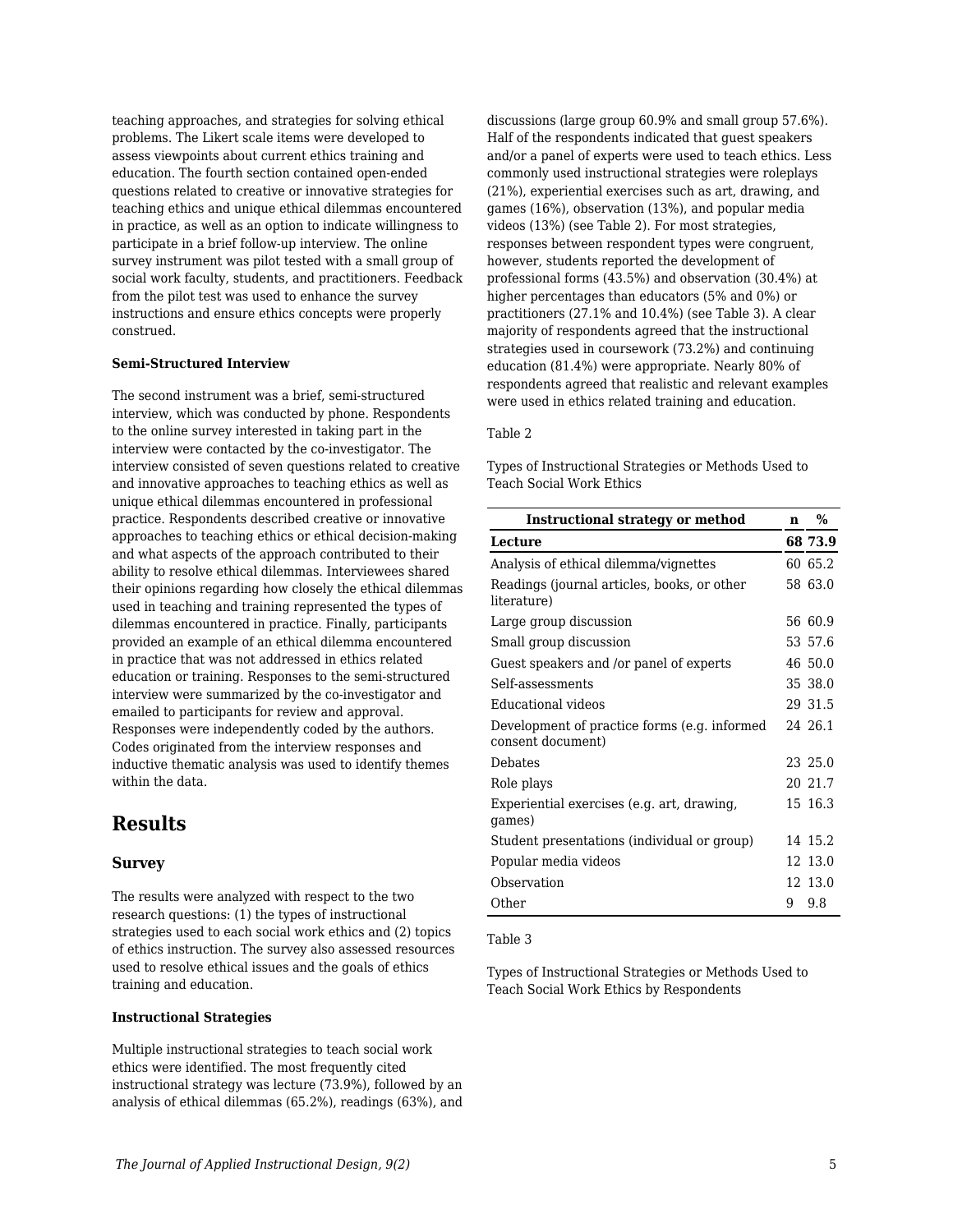teaching approaches, and strategies for solving ethical problems. The Likert scale items were developed to assess viewpoints about current ethics training and education. The fourth section contained open-ended questions related to creative or innovative strategies for teaching ethics and unique ethical dilemmas encountered in practice, as well as an option to indicate willingness to participate in a brief follow-up interview. The online survey instrument was pilot tested with a small group of social work faculty, students, and practitioners. Feedback from the pilot test was used to enhance the survey instructions and ensure ethics concepts were properly construed.

#### Semi-Structured Interview

The second instrument was a brief, semi-structured interview, which was conducted by phone. Respondents to the online survey interested in taking part in the interview were contacted by the co-investigator. The interview consisted of seven questions related to creative and innovative approaches to teaching ethics as well as unique ethical dilemmas encountered in professional practice. Respondents described creative or innovative approaches to teaching ethics or ethical decision-making and what aspects of the approach contributed to their ability to resolve ethical dilemmas. Interviewees shared their opinions regarding how closely the ethical dilemmas used in teaching and training represented the types of dilemmas encountered in practice. Finally, participants provided an example of an ethical dilemma encountered in practice that was not addressed in ethics related education or training. Responses to the semi-structured interview were summarized by the co-investigator and emailed to participants for review and approval. Responses were independently coded by the authors. Codes originated from the interview responses and inductive thematic analysis was used to identify themes within the data.

## Results

### Survey

The results were analyzed with respect to the two research questions: (1) the types of instructional strategies used to each social work ethics and (2) topics of ethics instruction. The survey also assessed resources used to resolve ethical issues and the goals of ethics training and education.

#### Instructional Strategies

Multiple instructional strategies to teach social work ethics were identified. The most frequently cited instructional strategy was lecture (73.9%), followed by an analysis of ethical dilemmas (65.2%), readings (63%), and discussions (large group 60.9% and small group 57.6%). Half of the respondents indicated that guest speakers and/or a panel of experts were used to teach ethics. Less commonly used instructional strategies were roleplays (21%), experiential exercises such as art, drawing, and games (16%), observation (13%), and popular media videos (13%) (see Table 2). For most strategies, responses between respondent types were congruent, however, students reported the development of professional forms (43.5%) and observation (30.4%) at higher percentages than educators (5% and 0%) or practitioners (27.1% and 10.4%) (see Table 3). A clear majority of respondents agreed that the instructional strategies used in coursework (73.2%) and continuing education (81.4%) were appropriate. Nearly 80% of respondents agreed that realistic and relevant examples were used in ethics related training and education.

Table 2

Types of Instructional Strategies or Methods Used to Teach Social Work Ethics

| Instructional strategy or method | n | % |
|---|---|---|
| **Lecture** | **68** | **73.9** |
| Analysis of ethical dilemma/vignettes | 60 | 65.2 |
| Readings (journal articles, books, or other literature) | 58 | 63.0 |
| Large group discussion | 56 | 60.9 |
| Small group discussion | 53 | 57.6 |
| Guest speakers and /or panel of experts | 46 | 50.0 |
| Self-assessments | 35 | 38.0 |
| Educational videos | 29 | 31.5 |
| Development of practice forms (e.g. informed consent document) | 24 | 26.1 |
| Debates | 23 | 25.0 |
| Role plays | 20 | 21.7 |
| Experiential exercises (e.g. art, drawing, games) | 15 | 16.3 |
| Student presentations (individual or group) | 14 | 15.2 |
| Popular media videos | 12 | 13.0 |
| Observation | 12 | 13.0 |
| Other | 9 | 9.8 |

Table 3

Types of Instructional Strategies or Methods Used to Teach Social Work Ethics by Respondents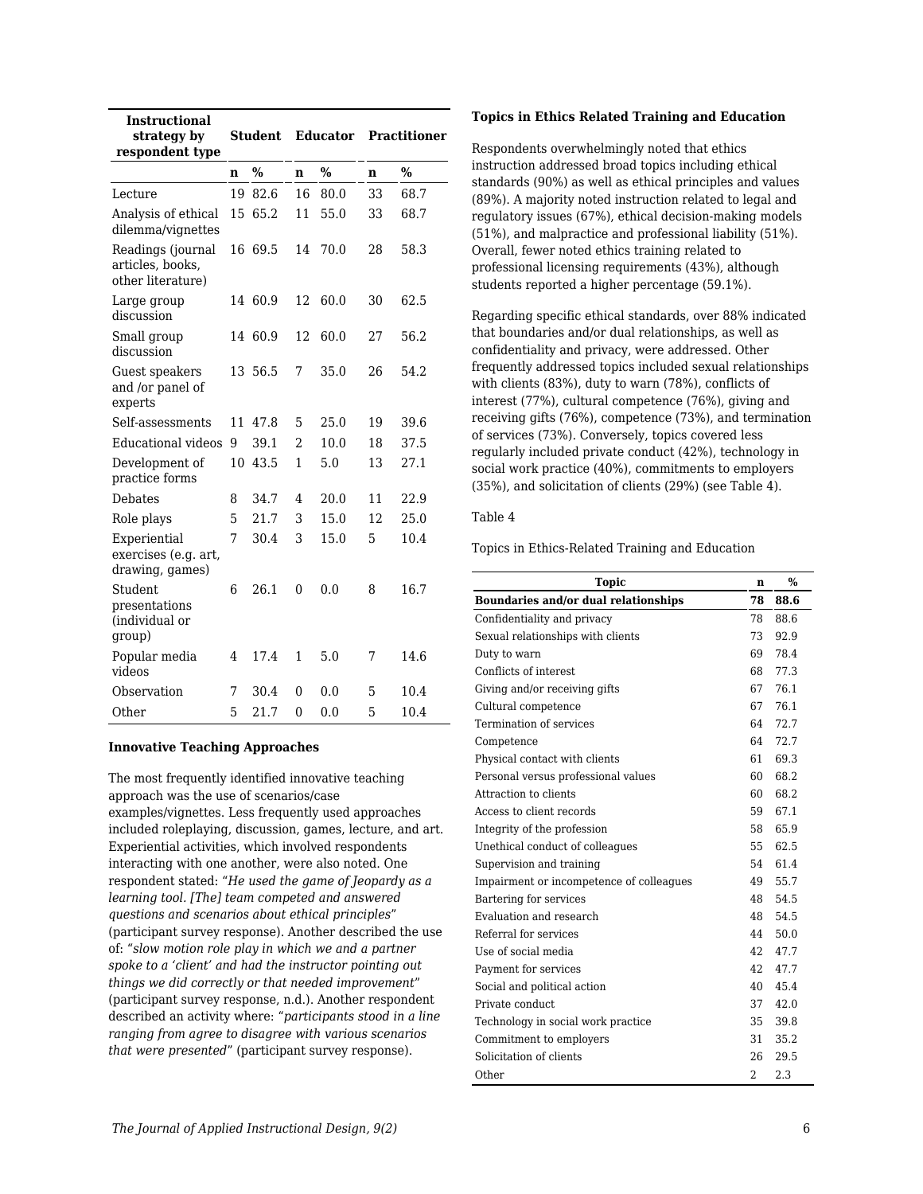| Instructional strategy by respondent type | Student | | Educator | | Practitioner | |
|---|---|---|---|---|---|---|
| | n | % | n | % | n | % |
| Lecture | 19 | 82.6 | 16 | 80.0 | 33 | 68.7 |
| Analysis of ethical dilemma/vignettes | 15 | 65.2 | 11 | 55.0 | 33 | 68.7 |
| Readings (journal articles, books, other literature) | 16 | 69.5 | 14 | 70.0 | 28 | 58.3 |
| Large group discussion | 14 | 60.9 | 12 | 60.0 | 30 | 62.5 |
| Small group discussion | 14 | 60.9 | 12 | 60.0 | 27 | 56.2 |
| Guest speakers and /or panel of experts | 13 | 56.5 | 7 | 35.0 | 26 | 54.2 |
| Self-assessments | 11 | 47.8 | 5 | 25.0 | 19 | 39.6 |
| Educational videos | 9 | 39.1 | 2 | 10.0 | 18 | 37.5 |
| Development of practice forms | 10 | 43.5 | 1 | 5.0 | 13 | 27.1 |
| Debates | 8 | 34.7 | 4 | 20.0 | 11 | 22.9 |
| Role plays | 5 | 21.7 | 3 | 15.0 | 12 | 25.0 |
| Experiential exercises (e.g. art, drawing, games) | 7 | 30.4 | 3 | 15.0 | 5 | 10.4 |
| Student presentations (individual or group) | 6 | 26.1 | 0 | 0.0 | 8 | 16.7 |
| Popular media videos | 4 | 17.4 | 1 | 5.0 | 7 | 14.6 |
| Observation | 7 | 30.4 | 0 | 0.0 | 5 | 10.4 |
| Other | 5 | 21.7 | 0 | 0.0 | 5 | 10.4 |

### Innovative Teaching Approaches

The most frequently identified innovative teaching approach was the use of scenarios/case examples/vignettes. Less frequently used approaches included roleplaying, discussion, games, lecture, and art. Experiential activities, which involved respondents interacting with one another, were also noted. One respondent stated: "*He used the game of Jeopardy as a learning tool. [The] team competed and answered questions and scenarios about ethical principles*" (participant survey response). Another described the use of: "*slow motion role play in which we and a partner spoke to a 'client' and had the instructor pointing out things we did correctly or that needed improvement*" (participant survey response, n.d.). Another respondent described an activity where: "*participants stood in a line ranging from agree to disagree with various scenarios that were presented*" (participant survey response).

### Topics in Ethics Related Training and Education

Respondents overwhelmingly noted that ethics instruction addressed broad topics including ethical standards (90%) as well as ethical principles and values (89%). A majority noted instruction related to legal and regulatory issues (67%), ethical decision-making models (51%), and malpractice and professional liability (51%). Overall, fewer noted ethics training related to professional licensing requirements (43%), although students reported a higher percentage (59.1%).

Regarding specific ethical standards, over 88% indicated that boundaries and/or dual relationships, as well as confidentiality and privacy, were addressed. Other frequently addressed topics included sexual relationships with clients (83%), duty to warn (78%), conflicts of interest (77%), cultural competence (76%), giving and receiving gifts (76%), competence (73%), and termination of services (73%). Conversely, topics covered less regularly included private conduct (42%), technology in social work practice (40%), commitments to employers (35%), and solicitation of clients (29%) (see Table 4).

Table 4

Topics in Ethics-Related Training and Education

| Topic | n | % |
|---|---|---|
| **Boundaries and/or dual relationships** | **78** | **88.6** |
| Confidentiality and privacy | 78 | 88.6 |
| Sexual relationships with clients | 73 | 92.9 |
| Duty to warn | 69 | 78.4 |
| Conflicts of interest | 68 | 77.3 |
| Giving and/or receiving gifts | 67 | 76.1 |
| Cultural competence | 67 | 76.1 |
| Termination of services | 64 | 72.7 |
| Competence | 64 | 72.7 |
| Physical contact with clients | 61 | 69.3 |
| Personal versus professional values | 60 | 68.2 |
| Attraction to clients | 60 | 68.2 |
| Access to client records | 59 | 67.1 |
| Integrity of the profession | 58 | 65.9 |
| Unethical conduct of colleagues | 55 | 62.5 |
| Supervision and training | 54 | 61.4 |
| Impairment or incompetence of colleagues | 49 | 55.7 |
| Bartering for services | 48 | 54.5 |
| Evaluation and research | 48 | 54.5 |
| Referral for services | 44 | 50.0 |
| Use of social media | 42 | 47.7 |
| Payment for services | 42 | 47.7 |
| Social and political action | 40 | 45.4 |
| Private conduct | 37 | 42.0 |
| Technology in social work practice | 35 | 39.8 |
| Commitment to employers | 31 | 35.2 |
| Solicitation of clients | 26 | 29.5 |
| Other | 2 | 2.3 |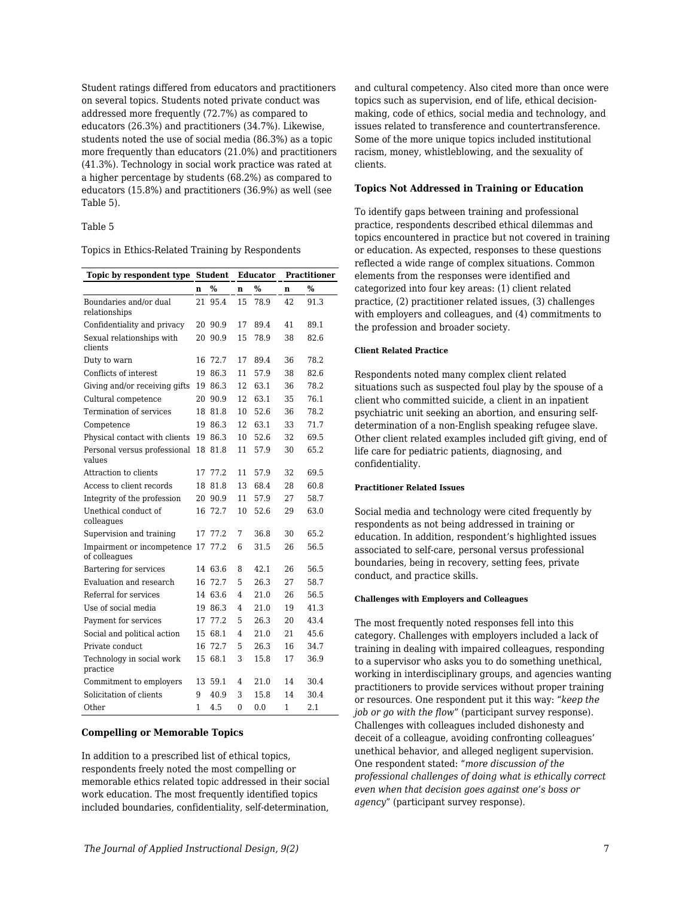Student ratings differed from educators and practitioners on several topics. Students noted private conduct was addressed more frequently (72.7%) as compared to educators (26.3%) and practitioners (34.7%). Likewise, students noted the use of social media (86.3%) as a topic more frequently than educators (21.0%) and practitioners (41.3%). Technology in social work practice was rated at a higher percentage by students (68.2%) as compared to educators (15.8%) and practitioners (36.9%) as well (see Table 5).

Table 5

Topics in Ethics-Related Training by Respondents

| Topic by respondent type | Student | | Educator | | Practitioner | |
|---|---|---|---|---|---|---|
| | n | % | n | % | n | % |
| Boundaries and/or dual relationships | 21 | 95.4 | 15 | 78.9 | 42 | 91.3 |
| Confidentiality and privacy | 20 | 90.9 | 17 | 89.4 | 41 | 89.1 |
| Sexual relationships with clients | 20 | 90.9 | 15 | 78.9 | 38 | 82.6 |
| Duty to warn | 16 | 72.7 | 17 | 89.4 | 36 | 78.2 |
| Conflicts of interest | 19 | 86.3 | 11 | 57.9 | 38 | 82.6 |
| Giving and/or receiving gifts | 19 | 86.3 | 12 | 63.1 | 36 | 78.2 |
| Cultural competence | 20 | 90.9 | 12 | 63.1 | 35 | 76.1 |
| Termination of services | 18 | 81.8 | 10 | 52.6 | 36 | 78.2 |
| Competence | 19 | 86.3 | 12 | 63.1 | 33 | 71.7 |
| Physical contact with clients | 19 | 86.3 | 10 | 52.6 | 32 | 69.5 |
| Personal versus professional values | 18 | 81.8 | 11 | 57.9 | 30 | 65.2 |
| Attraction to clients | 17 | 77.2 | 11 | 57.9 | 32 | 69.5 |
| Access to client records | 18 | 81.8 | 13 | 68.4 | 28 | 60.8 |
| Integrity of the profession | 20 | 90.9 | 11 | 57.9 | 27 | 58.7 |
| Unethical conduct of colleagues | 16 | 72.7 | 10 | 52.6 | 29 | 63.0 |
| Supervision and training | 17 | 77.2 | 7 | 36.8 | 30 | 65.2 |
| Impairment or incompetence of colleagues | 17 | 77.2 | 6 | 31.5 | 26 | 56.5 |
| Bartering for services | 14 | 63.6 | 8 | 42.1 | 26 | 56.5 |
| Evaluation and research | 16 | 72.7 | 5 | 26.3 | 27 | 58.7 |
| Referral for services | 14 | 63.6 | 4 | 21.0 | 26 | 56.5 |
| Use of social media | 19 | 86.3 | 4 | 21.0 | 19 | 41.3 |
| Payment for services | 17 | 77.2 | 5 | 26.3 | 20 | 43.4 |
| Social and political action | 15 | 68.1 | 4 | 21.0 | 21 | 45.6 |
| Private conduct | 16 | 72.7 | 5 | 26.3 | 16 | 34.7 |
| Technology in social work practice | 15 | 68.1 | 3 | 15.8 | 17 | 36.9 |
| Commitment to employers | 13 | 59.1 | 4 | 21.0 | 14 | 30.4 |
| Solicitation of clients | 9 | 40.9 | 3 | 15.8 | 14 | 30.4 |
| Other | 1 | 4.5 | 0 | 0.0 | 1 | 2.1 |

### Compelling or Memorable Topics

In addition to a prescribed list of ethical topics, respondents freely noted the most compelling or memorable ethics related topic addressed in their social work education. The most frequently identified topics included boundaries, confidentiality, self-determination, and cultural competency. Also cited more than once were topics such as supervision, end of life, ethical decision-making, code of ethics, social media and technology, and issues related to transference and countertransference. Some of the more unique topics included institutional racism, money, whistleblowing, and the sexuality of clients.

### Topics Not Addressed in Training or Education

To identify gaps between training and professional practice, respondents described ethical dilemmas and topics encountered in practice but not covered in training or education. As expected, responses to these questions reflected a wide range of complex situations. Common elements from the responses were identified and categorized into four key areas: (1) client related practice, (2) practitioner related issues, (3) challenges with employers and colleagues, and (4) commitments to the profession and broader society.

#### Client Related Practice

Respondents noted many complex client related situations such as suspected foul play by the spouse of a client who committed suicide, a client in an inpatient psychiatric unit seeking an abortion, and ensuring self-determination of a non-English speaking refugee slave. Other client related examples included gift giving, end of life care for pediatric patients, diagnosing, and confidentiality.

#### Practitioner Related Issues

Social media and technology were cited frequently by respondents as not being addressed in training or education. In addition, respondent's highlighted issues associated to self-care, personal versus professional boundaries, being in recovery, setting fees, private conduct, and practice skills.

#### Challenges with Employers and Colleagues

The most frequently noted responses fell into this category. Challenges with employers included a lack of training in dealing with impaired colleagues, responding to a supervisor who asks you to do something unethical, working in interdisciplinary groups, and agencies wanting practitioners to provide services without proper training or resources. One respondent put it this way: "*keep the job or go with the flow*" (participant survey response). Challenges with colleagues included dishonesty and deceit of a colleague, avoiding confronting colleagues' unethical behavior, and alleged negligent supervision. One respondent stated: "*more discussion of the professional challenges of doing what is ethically correct even when that decision goes against one's boss or agency*" (participant survey response).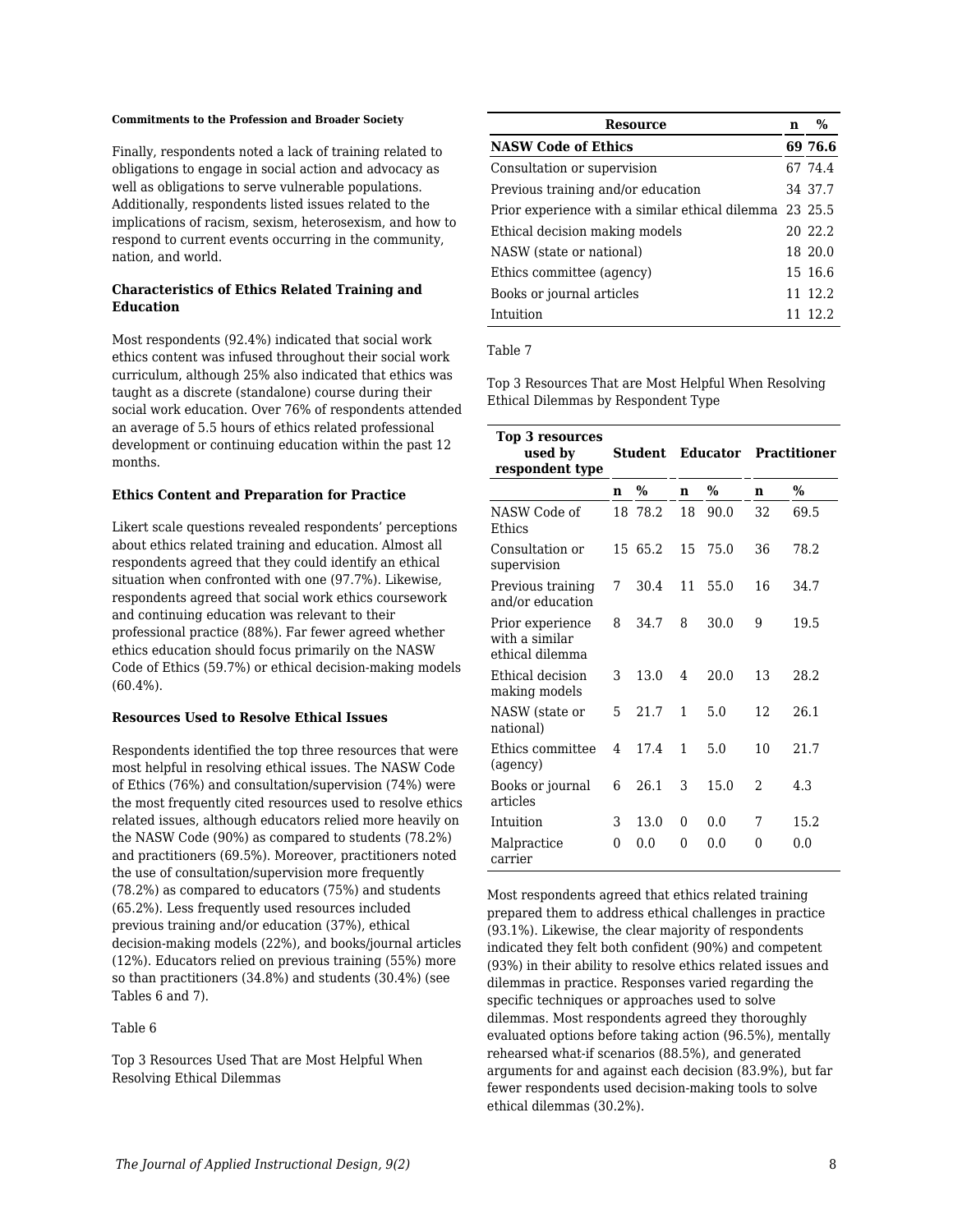#### Commitments to the Profession and Broader Society

Finally, respondents noted a lack of training related to obligations to engage in social action and advocacy as well as obligations to serve vulnerable populations. Additionally, respondents listed issues related to the implications of racism, sexism, heterosexism, and how to respond to current events occurring in the community, nation, and world.

### Characteristics of Ethics Related Training and Education

Most respondents (92.4%) indicated that social work ethics content was infused throughout their social work curriculum, although 25% also indicated that ethics was taught as a discrete (standalone) course during their social work education. Over 76% of respondents attended an average of 5.5 hours of ethics related professional development or continuing education within the past 12 months.

### Ethics Content and Preparation for Practice

Likert scale questions revealed respondents' perceptions about ethics related training and education. Almost all respondents agreed that they could identify an ethical situation when confronted with one (97.7%). Likewise, respondents agreed that social work ethics coursework and continuing education was relevant to their professional practice (88%). Far fewer agreed whether ethics education should focus primarily on the NASW Code of Ethics (59.7%) or ethical decision-making models (60.4%).

### Resources Used to Resolve Ethical Issues

Respondents identified the top three resources that were most helpful in resolving ethical issues. The NASW Code of Ethics (76%) and consultation/supervision (74%) were the most frequently cited resources used to resolve ethics related issues, although educators relied more heavily on the NASW Code (90%) as compared to students (78.2%) and practitioners (69.5%). Moreover, practitioners noted the use of consultation/supervision more frequently (78.2%) as compared to educators (75%) and students (65.2%). Less frequently used resources included previous training and/or education (37%), ethical decision-making models (22%), and books/journal articles (12%). Educators relied on previous training (55%) more so than practitioners (34.8%) and students (30.4%) (see Tables 6 and 7).

Table 6

Top 3 Resources Used That are Most Helpful When Resolving Ethical Dilemmas

| Resource | n | % |
|---|---|---|
| **NASW Code of Ethics** | **69** | **76.6** |
| Consultation or supervision | 67 | 74.4 |
| Previous training and/or education | 34 | 37.7 |
| Prior experience with a similar ethical dilemma | 23 | 25.5 |
| Ethical decision making models | 20 | 22.2 |
| NASW (state or national) | 18 | 20.0 |
| Ethics committee (agency) | 15 | 16.6 |
| Books or journal articles | 11 | 12.2 |
| Intuition | 11 | 12.2 |

Table 7

Top 3 Resources That are Most Helpful When Resolving Ethical Dilemmas by Respondent Type

| Top 3 resources used by respondent type | Student | | Educator | | Practitioner | |
|---|---|---|---|---|---|---|
| | n | % | n | % | n | % |
| NASW Code of Ethics | 18 | 78.2 | 18 | 90.0 | 32 | 69.5 |
| Consultation or supervision | 15 | 65.2 | 15 | 75.0 | 36 | 78.2 |
| Previous training and/or education | 7 | 30.4 | 11 | 55.0 | 16 | 34.7 |
| Prior experience with a similar ethical dilemma | 8 | 34.7 | 8 | 30.0 | 9 | 19.5 |
| Ethical decision making models | 3 | 13.0 | 4 | 20.0 | 13 | 28.2 |
| NASW (state or national) | 5 | 21.7 | 1 | 5.0 | 12 | 26.1 |
| Ethics committee (agency) | 4 | 17.4 | 1 | 5.0 | 10 | 21.7 |
| Books or journal articles | 6 | 26.1 | 3 | 15.0 | 2 | 4.3 |
| Intuition | 3 | 13.0 | 0 | 0.0 | 7 | 15.2 |
| Malpractice carrier | 0 | 0.0 | 0 | 0.0 | 0 | 0.0 |

Most respondents agreed that ethics related training prepared them to address ethical challenges in practice (93.1%). Likewise, the clear majority of respondents indicated they felt both confident (90%) and competent (93%) in their ability to resolve ethics related issues and dilemmas in practice. Responses varied regarding the specific techniques or approaches used to solve dilemmas. Most respondents agreed they thoroughly evaluated options before taking action (96.5%), mentally rehearsed what-if scenarios (88.5%), and generated arguments for and against each decision (83.9%), but far fewer respondents used decision-making tools to solve ethical dilemmas (30.2%).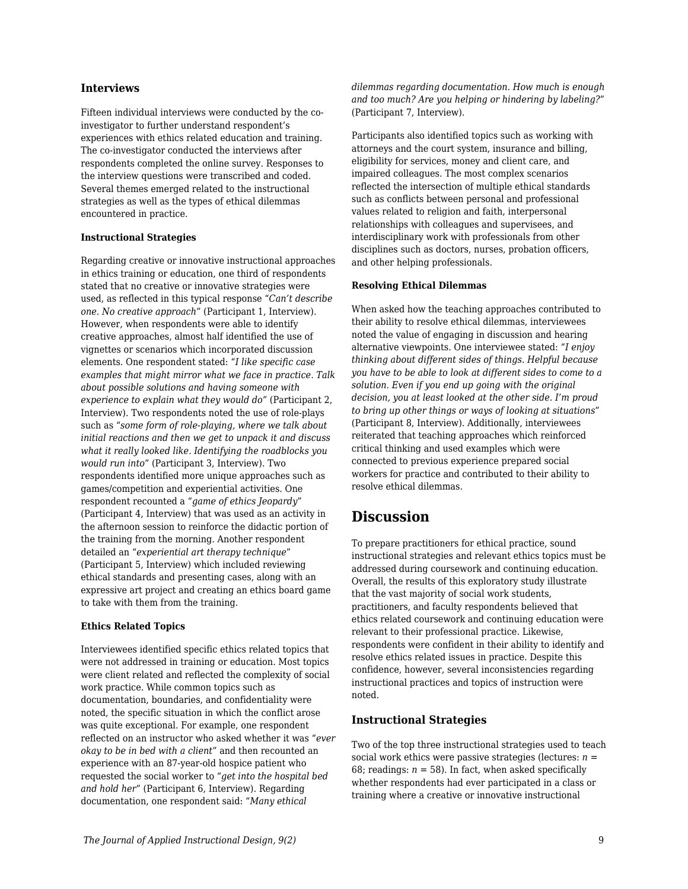### Interviews

Fifteen individual interviews were conducted by the co-investigator to further understand respondent's experiences with ethics related education and training. The co-investigator conducted the interviews after respondents completed the online survey. Responses to the interview questions were transcribed and coded. Several themes emerged related to the instructional strategies as well as the types of ethical dilemmas encountered in practice.

#### Instructional Strategies

Regarding creative or innovative instructional approaches in ethics training or education, one third of respondents stated that no creative or innovative strategies were used, as reflected in this typical response "*Can't describe one. No creative approach*" (Participant 1, Interview). However, when respondents were able to identify creative approaches, almost half identified the use of vignettes or scenarios which incorporated discussion elements. One respondent stated: "*I like specific case examples that might mirror what we face in practice. Talk about possible solutions and having someone with experience to explain what they would do*" (Participant 2, Interview). Two respondents noted the use of role-plays such as "*some form of role-playing, where we talk about initial reactions and then we get to unpack it and discuss what it really looked like. Identifying the roadblocks you would run into*" (Participant 3, Interview). Two respondents identified more unique approaches such as games/competition and experiential activities. One respondent recounted a "*game of ethics Jeopardy*" (Participant 4, Interview) that was used as an activity in the afternoon session to reinforce the didactic portion of the training from the morning. Another respondent detailed an "*experiential art therapy technique*" (Participant 5, Interview) which included reviewing ethical standards and presenting cases, along with an expressive art project and creating an ethics board game to take with them from the training.

#### Ethics Related Topics

Interviewees identified specific ethics related topics that were not addressed in training or education. Most topics were client related and reflected the complexity of social work practice. While common topics such as documentation, boundaries, and confidentiality were noted, the specific situation in which the conflict arose was quite exceptional. For example, one respondent reflected on an instructor who asked whether it was "*ever okay to be in bed with a client*" and then recounted an experience with an 87-year-old hospice patient who requested the social worker to "*get into the hospital bed and hold her*" (Participant 6, Interview). Regarding documentation, one respondent said: "*Many ethical dilemmas regarding documentation. How much is enough and too much? Are you helping or hindering by labeling?*" (Participant 7, Interview).

Participants also identified topics such as working with attorneys and the court system, insurance and billing, eligibility for services, money and client care, and impaired colleagues. The most complex scenarios reflected the intersection of multiple ethical standards such as conflicts between personal and professional values related to religion and faith, interpersonal relationships with colleagues and supervisees, and interdisciplinary work with professionals from other disciplines such as doctors, nurses, probation officers, and other helping professionals.

#### Resolving Ethical Dilemmas

When asked how the teaching approaches contributed to their ability to resolve ethical dilemmas, interviewees noted the value of engaging in discussion and hearing alternative viewpoints. One interviewee stated: "*I enjoy thinking about different sides of things. Helpful because you have to be able to look at different sides to come to a solution. Even if you end up going with the original decision, you at least looked at the other side. I'm proud to bring up other things or ways of looking at situations*" (Participant 8, Interview). Additionally, interviewees reiterated that teaching approaches which reinforced critical thinking and used examples which were connected to previous experience prepared social workers for practice and contributed to their ability to resolve ethical dilemmas.

## Discussion

To prepare practitioners for ethical practice, sound instructional strategies and relevant ethics topics must be addressed during coursework and continuing education. Overall, the results of this exploratory study illustrate that the vast majority of social work students, practitioners, and faculty respondents believed that ethics related coursework and continuing education were relevant to their professional practice. Likewise, respondents were confident in their ability to identify and resolve ethics related issues in practice. Despite this confidence, however, several inconsistencies regarding instructional practices and topics of instruction were noted.

### Instructional Strategies

Two of the top three instructional strategies used to teach social work ethics were passive strategies (lectures: $n$ = 68; readings: $n$ = 58). In fact, when asked specifically whether respondents had ever participated in a class or training where a creative or innovative instructional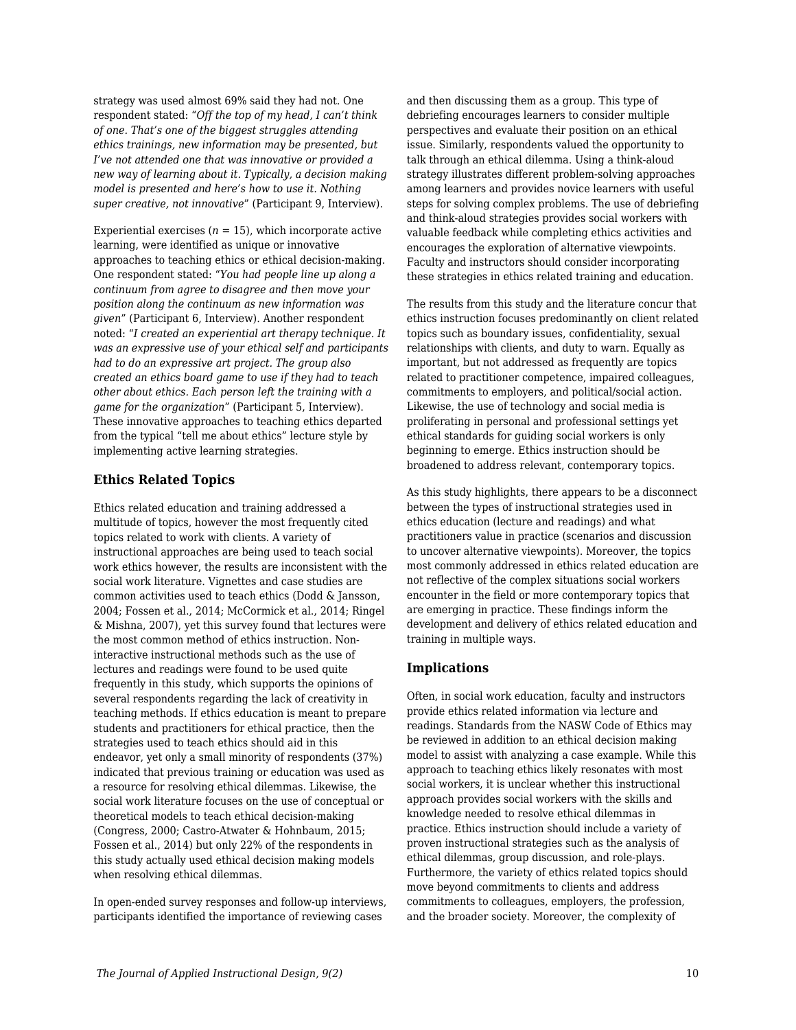strategy was used almost 69% said they had not. One respondent stated: "*Off the top of my head, I can't think of one. That's one of the biggest struggles attending ethics trainings, new information may be presented, but I've not attended one that was innovative or provided a new way of learning about it. Typically, a decision making model is presented and here's how to use it. Nothing super creative, not innovative*" (Participant 9, Interview).

Experiential exercises ($n$ = 15), which incorporate active learning, were identified as unique or innovative approaches to teaching ethics or ethical decision-making. One respondent stated: "*You had people line up along a continuum from agree to disagree and then move your position along the continuum as new information was given*" (Participant 6, Interview). Another respondent noted: "*I created an experiential art therapy technique. It was an expressive use of your ethical self and participants had to do an expressive art project. The group also created an ethics board game to use if they had to teach other about ethics. Each person left the training with a game for the organization*" (Participant 5, Interview). These innovative approaches to teaching ethics departed from the typical "tell me about ethics" lecture style by implementing active learning strategies.

### Ethics Related Topics

Ethics related education and training addressed a multitude of topics, however the most frequently cited topics related to work with clients. A variety of instructional approaches are being used to teach social work ethics however, the results are inconsistent with the social work literature. Vignettes and case studies are common activities used to teach ethics (Dodd & Jansson, 2004; Fossen et al., 2014; McCormick et al., 2014; Ringel & Mishna, 2007), yet this survey found that lectures were the most common method of ethics instruction. Non-interactive instructional methods such as the use of lectures and readings were found to be used quite frequently in this study, which supports the opinions of several respondents regarding the lack of creativity in teaching methods. If ethics education is meant to prepare students and practitioners for ethical practice, then the strategies used to teach ethics should aid in this endeavor, yet only a small minority of respondents (37%) indicated that previous training or education was used as a resource for resolving ethical dilemmas. Likewise, the social work literature focuses on the use of conceptual or theoretical models to teach ethical decision-making (Congress, 2000; Castro-Atwater & Hohnbaum, 2015; Fossen et al., 2014) but only 22% of the respondents in this study actually used ethical decision making models when resolving ethical dilemmas.

In open-ended survey responses and follow-up interviews, participants identified the importance of reviewing cases and then discussing them as a group. This type of debriefing encourages learners to consider multiple perspectives and evaluate their position on an ethical issue. Similarly, respondents valued the opportunity to talk through an ethical dilemma. Using a think-aloud strategy illustrates different problem-solving approaches among learners and provides novice learners with useful steps for solving complex problems. The use of debriefing and think-aloud strategies provides social workers with valuable feedback while completing ethics activities and encourages the exploration of alternative viewpoints. Faculty and instructors should consider incorporating these strategies in ethics related training and education.

The results from this study and the literature concur that ethics instruction focuses predominantly on client related topics such as boundary issues, confidentiality, sexual relationships with clients, and duty to warn. Equally as important, but not addressed as frequently are topics related to practitioner competence, impaired colleagues, commitments to employers, and political/social action. Likewise, the use of technology and social media is proliferating in personal and professional settings yet ethical standards for guiding social workers is only beginning to emerge. Ethics instruction should be broadened to address relevant, contemporary topics.

As this study highlights, there appears to be a disconnect between the types of instructional strategies used in ethics education (lecture and readings) and what practitioners value in practice (scenarios and discussion to uncover alternative viewpoints). Moreover, the topics most commonly addressed in ethics related education are not reflective of the complex situations social workers encounter in the field or more contemporary topics that are emerging in practice. These findings inform the development and delivery of ethics related education and training in multiple ways.

### Implications

Often, in social work education, faculty and instructors provide ethics related information via lecture and readings. Standards from the NASW Code of Ethics may be reviewed in addition to an ethical decision making model to assist with analyzing a case example. While this approach to teaching ethics likely resonates with most social workers, it is unclear whether this instructional approach provides social workers with the skills and knowledge needed to resolve ethical dilemmas in practice. Ethics instruction should include a variety of proven instructional strategies such as the analysis of ethical dilemmas, group discussion, and role-plays. Furthermore, the variety of ethics related topics should move beyond commitments to clients and address commitments to colleagues, employers, the profession, and the broader society. Moreover, the complexity of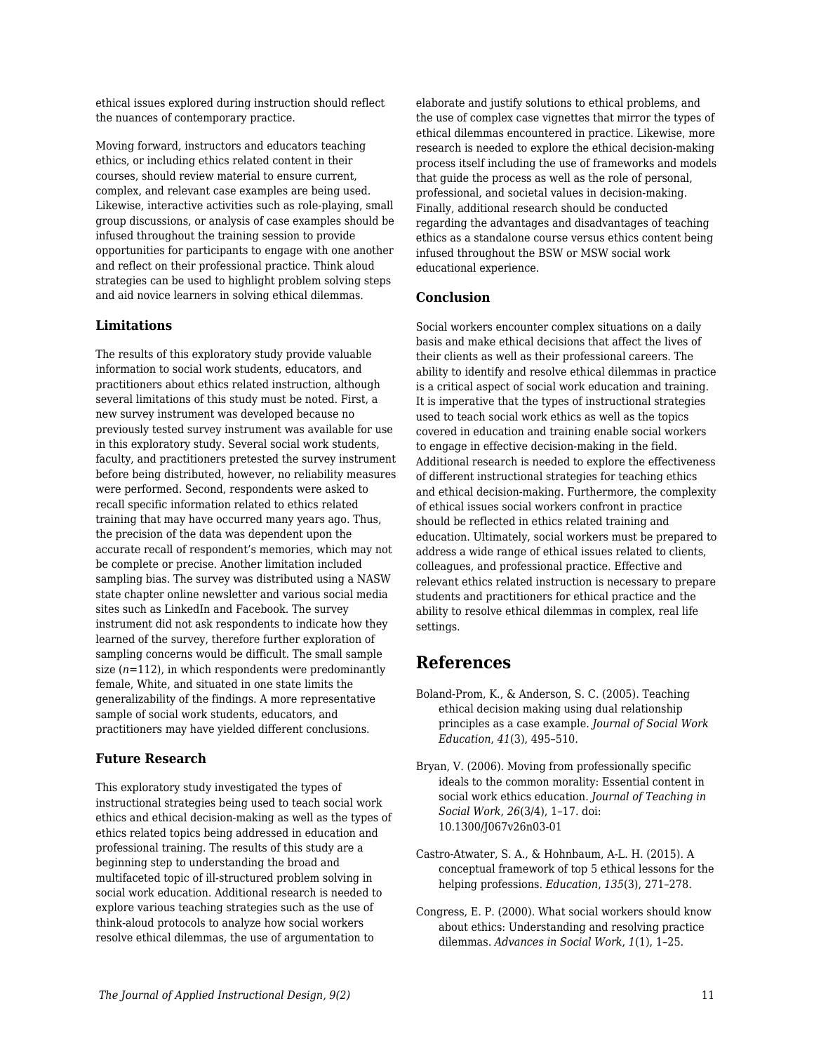ethical issues explored during instruction should reflect the nuances of contemporary practice.

Moving forward, instructors and educators teaching ethics, or including ethics related content in their courses, should review material to ensure current, complex, and relevant case examples are being used. Likewise, interactive activities such as role-playing, small group discussions, or analysis of case examples should be infused throughout the training session to provide opportunities for participants to engage with one another and reflect on their professional practice. Think aloud strategies can be used to highlight problem solving steps and aid novice learners in solving ethical dilemmas.

### Limitations

The results of this exploratory study provide valuable information to social work students, educators, and practitioners about ethics related instruction, although several limitations of this study must be noted. First, a new survey instrument was developed because no previously tested survey instrument was available for use in this exploratory study. Several social work students, faculty, and practitioners pretested the survey instrument before being distributed, however, no reliability measures were performed. Second, respondents were asked to recall specific information related to ethics related training that may have occurred many years ago. Thus, the precision of the data was dependent upon the accurate recall of respondent's memories, which may not be complete or precise. Another limitation included sampling bias. The survey was distributed using a NASW state chapter online newsletter and various social media sites such as LinkedIn and Facebook. The survey instrument did not ask respondents to indicate how they learned of the survey, therefore further exploration of sampling concerns would be difficult. The small sample size (*n*=112), in which respondents were predominantly female, White, and situated in one state limits the generalizability of the findings. A more representative sample of social work students, educators, and practitioners may have yielded different conclusions.

### Future Research

This exploratory study investigated the types of instructional strategies being used to teach social work ethics and ethical decision-making as well as the types of ethics related topics being addressed in education and professional training. The results of this study are a beginning step to understanding the broad and multifaceted topic of ill-structured problem solving in social work education. Additional research is needed to explore various teaching strategies such as the use of think-aloud protocols to analyze how social workers resolve ethical dilemmas, the use of argumentation to elaborate and justify solutions to ethical problems, and the use of complex case vignettes that mirror the types of ethical dilemmas encountered in practice. Likewise, more research is needed to explore the ethical decision-making process itself including the use of frameworks and models that guide the process as well as the role of personal, professional, and societal values in decision-making. Finally, additional research should be conducted regarding the advantages and disadvantages of teaching ethics as a standalone course versus ethics content being infused throughout the BSW or MSW social work educational experience.

### Conclusion

Social workers encounter complex situations on a daily basis and make ethical decisions that affect the lives of their clients as well as their professional careers. The ability to identify and resolve ethical dilemmas in practice is a critical aspect of social work education and training. It is imperative that the types of instructional strategies used to teach social work ethics as well as the topics covered in education and training enable social workers to engage in effective decision-making in the field. Additional research is needed to explore the effectiveness of different instructional strategies for teaching ethics and ethical decision-making. Furthermore, the complexity of ethical issues social workers confront in practice should be reflected in ethics related training and education. Ultimately, social workers must be prepared to address a wide range of ethical issues related to clients, colleagues, and professional practice. Effective and relevant ethics related instruction is necessary to prepare students and practitioners for ethical practice and the ability to resolve ethical dilemmas in complex, real life settings.

## References

Boland-Prom, K., & Anderson, S. C. (2005). Teaching ethical decision making using dual relationship principles as a case example. *Journal of Social Work Education*, *41*(3), 495–510.

Bryan, V. (2006). Moving from professionally specific ideals to the common morality: Essential content in social work ethics education. *Journal of Teaching in Social Work*, *26*(3/4), 1–17. doi: 10.1300/J067v26n03-01

Castro-Atwater, S. A., & Hohnbaum, A-L. H. (2015). A conceptual framework of top 5 ethical lessons for the helping professions. *Education*, *135*(3), 271–278.

Congress, E. P. (2000). What social workers should know about ethics: Understanding and resolving practice dilemmas. *Advances in Social Work*, *1*(1), 1–25.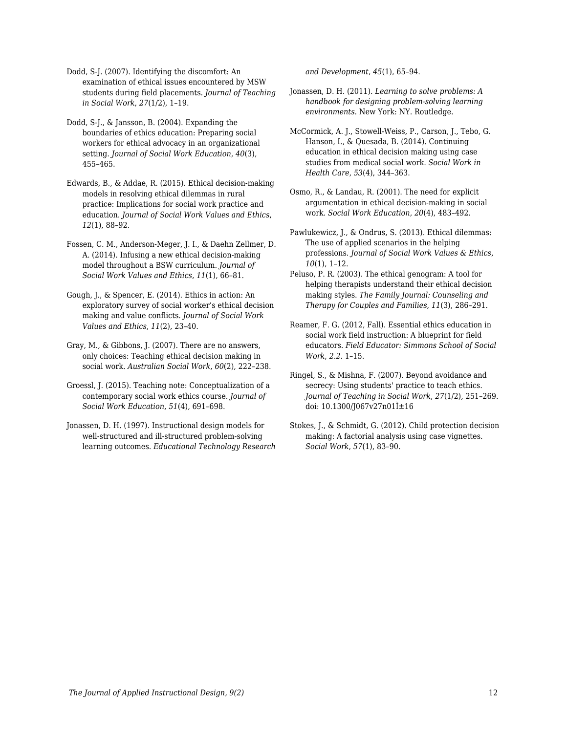Dodd, S-J. (2007). Identifying the discomfort: An examination of ethical issues encountered by MSW students during field placements. *Journal of Teaching in Social Work*, *27*(1/2), 1–19.

Dodd, S-J., & Jansson, B. (2004). Expanding the boundaries of ethics education: Preparing social workers for ethical advocacy in an organizational setting. *Journal of Social Work Education*, *40*(3), 455–465.

Edwards, B., & Addae, R. (2015). Ethical decision-making models in resolving ethical dilemmas in rural practice: Implications for social work practice and education. *Journal of Social Work Values and Ethics*, *12*(1), 88–92.

Fossen, C. M., Anderson-Meger, J. I., & Daehn Zellmer, D. A. (2014). Infusing a new ethical decision-making model throughout a BSW curriculum. *Journal of Social Work Values and Ethics*, *11*(1), 66–81.

Gough, J., & Spencer, E. (2014). Ethics in action: An exploratory survey of social worker's ethical decision making and value conflicts. *Journal of Social Work Values and Ethics*, *11*(2), 23–40.

Gray, M., & Gibbons, J. (2007). There are no answers, only choices: Teaching ethical decision making in social work. *Australian Social Work*, *60*(2), 222–238.

Groessl, J. (2015). Teaching note: Conceptualization of a contemporary social work ethics course. *Journal of Social Work Education*, *51*(4), 691–698.

Jonassen, D. H. (1997). Instructional design models for well-structured and ill-structured problem-solving learning outcomes. *Educational Technology Research and Development*, *45*(1), 65–94.

Jonassen, D. H. (2011). *Learning to solve problems: A handbook for designing problem-solving learning environments*. New York: NY. Routledge.

McCormick, A. J., Stowell-Weiss, P., Carson, J., Tebo, G. Hanson, I., & Quesada, B. (2014). Continuing education in ethical decision making using case studies from medical social work. *Social Work in Health Care*, *53*(4), 344–363.

Osmo, R., & Landau, R. (2001). The need for explicit argumentation in ethical decision-making in social work. *Social Work Education*, *20*(4), 483–492.

Pawlukewicz, J., & Ondrus, S. (2013). Ethical dilemmas: The use of applied scenarios in the helping professions. *Journal of Social Work Values & Ethics*, *10*(1), 1–12.

Peluso, P. R. (2003). The ethical genogram: A tool for helping therapists understand their ethical decision making styles. *The Family Journal: Counseling and Therapy for Couples and Families*, *11*(3), 286–291.

Reamer, F. G. (2012, Fall). Essential ethics education in social work field instruction: A blueprint for field educators. *Field Educator: Simmons School of Social Work*, *2.2*. 1–15.

Ringel, S., & Mishna, F. (2007). Beyond avoidance and secrecy: Using students' practice to teach ethics. *Journal of Teaching in Social Work*, *27*(1/2), 251–269. doi: 10.1300/J067v27n01Ì±16

Stokes, J., & Schmidt, G. (2012). Child protection decision making: A factorial analysis using case vignettes. *Social Work*, *57*(1), 83–90.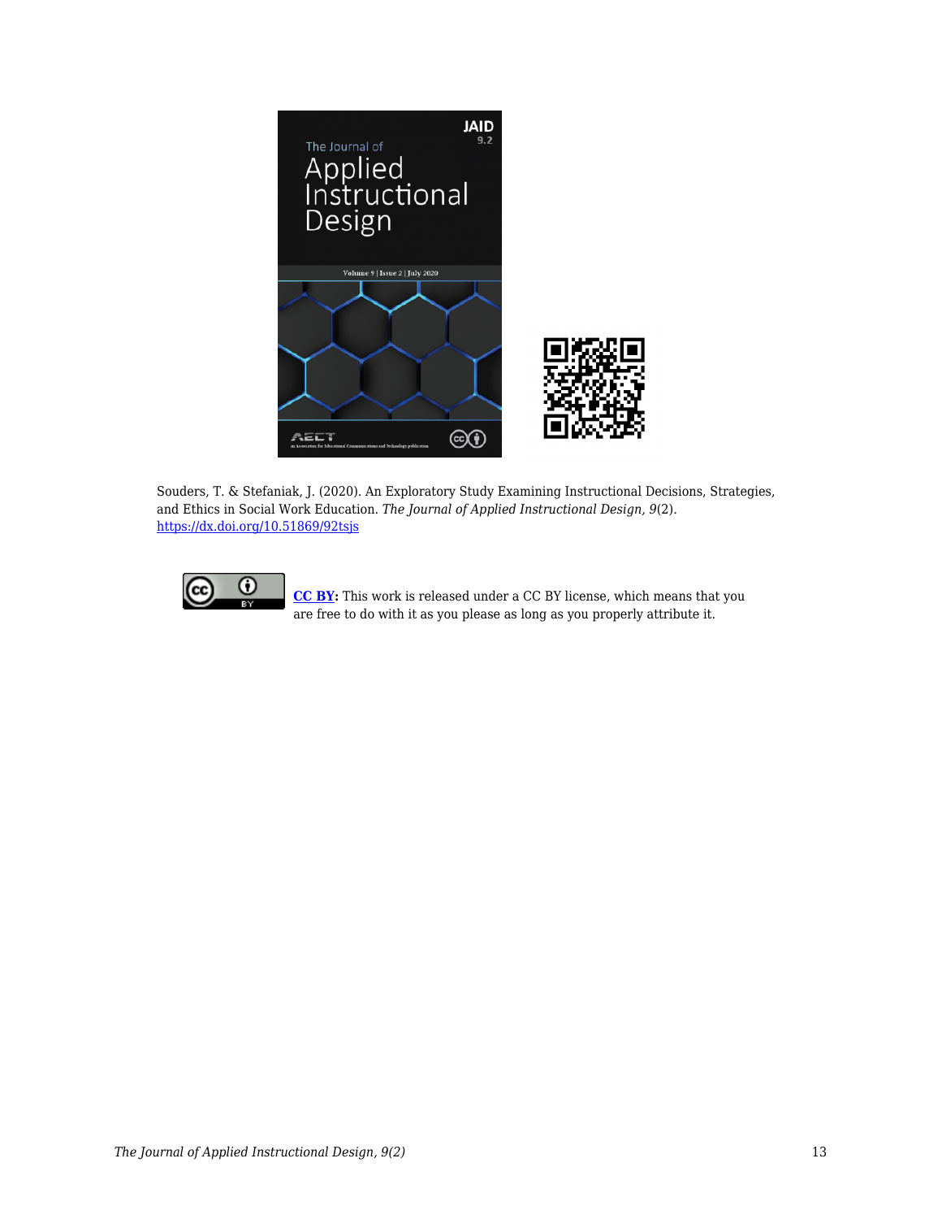Souders, T. & Stefaniak, J. (2020). An Exploratory Study Examining Instructional Decisions, Strategies, and Ethics in Social Work Education. *The Journal of Applied Instructional Design, 9*(2). https://dx.doi.org/10.51869/92tsjs

**CC BY:** This work is released under a CC BY license, which means that you are free to do with it as you please as long as you properly attribute it.